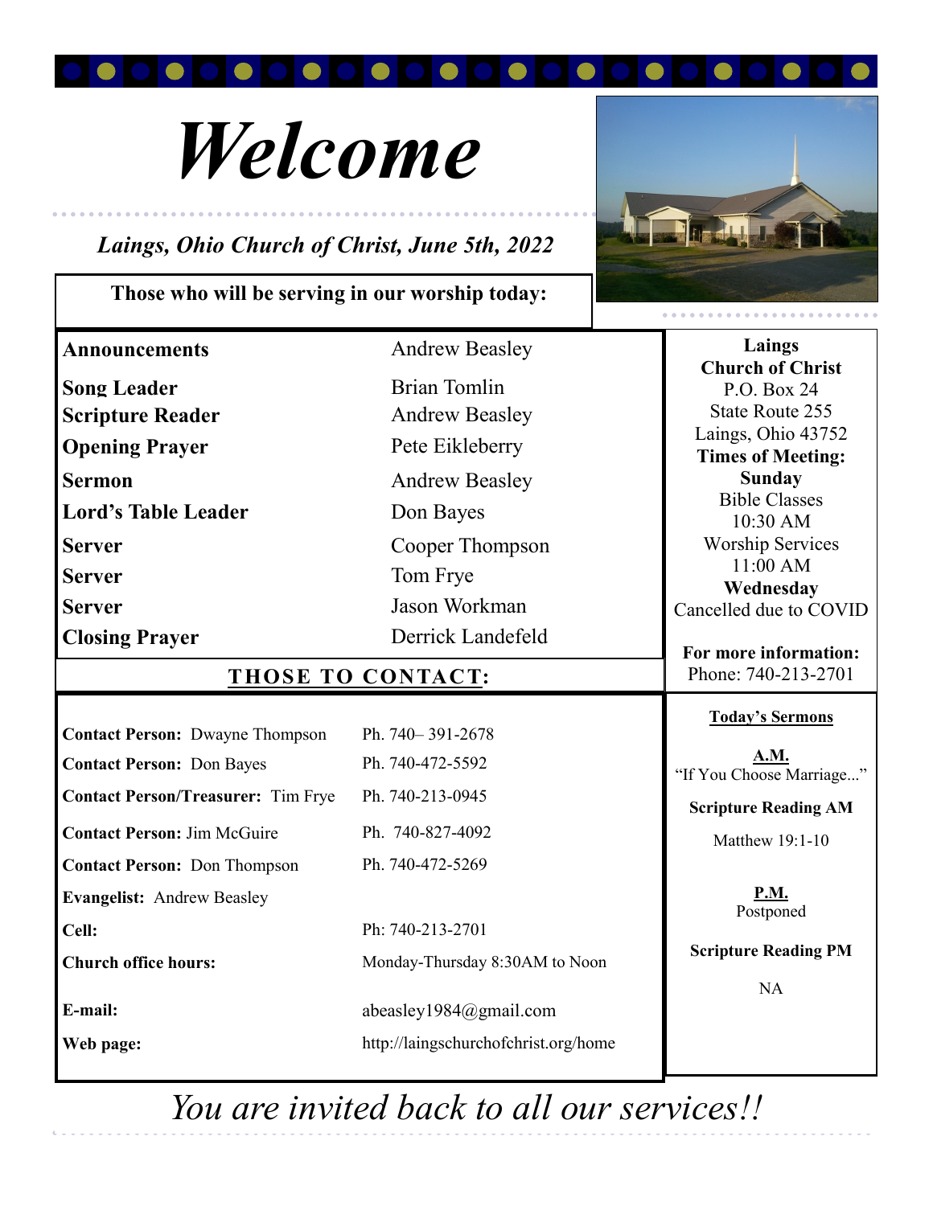# *Welcome*

***Laings, Ohio Church of Christ, June 5th, 2022***

**Those who will be serving in our worship today:**

| | |
|---|---|
| **Announcements** | Andrew Beasley |
| **Song Leader** | Brian Tomlin |
| **Scripture Reader** | Andrew Beasley |
| **Opening Prayer** | Pete Eikleberry |
| **Sermon** | Andrew Beasley |
| **Lord's Table Leader** | Don Bayes |
| **Server** | Cooper Thompson |
| **Server** | Tom Frye |
| **Server** | Jason Workman |
| **Closing Prayer** | Derrick Landefeld |

## THOSE TO CONTACT:

| | |
|---|---|
| **Contact Person:** Dwayne Thompson | Ph. 740– 391-2678 |
| **Contact Person:** Don Bayes | Ph. 740-472-5592 |
| **Contact Person/Treasurer:** Tim Frye | Ph. 740-213-0945 |
| **Contact Person:** Jim McGuire | Ph. 740-827-4092 |
| **Contact Person:** Don Thompson | Ph. 740-472-5269 |
| **Evangelist:** Andrew Beasley | |
| **Cell:** | Ph: 740-213-2701 |
| **Church office hours:** | Monday-Thursday 8:30AM to Noon |
| **E-mail:** | abeasley1984@gmail.com |
| **Web page:** | http://laingschurchofchrist.org/home |

**Laings Church of Christ**
P.O. Box 24
State Route 255
Laings, Ohio 43752

**Times of Meeting:**

**Sunday**
Bible Classes
10:30 AM
Worship Services
11:00 AM

**Wednesday**
Cancelled due to COVID

**For more information:**
Phone: 740-213-2701

**Today's Sermons**

**A.M.**
"If You Choose Marriage..."

**Scripture Reading AM**
Matthew 19:1-10

**P.M.**
Postponed

**Scripture Reading PM**
NA

*You are invited back to all our services!!*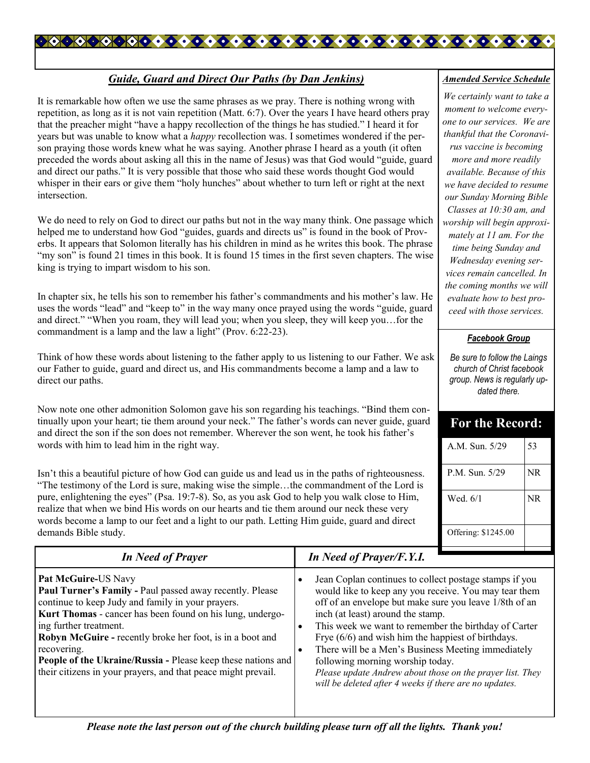## *Guide, Guard and Direct Our Paths (by Dan Jenkins)*

It is remarkable how often we use the same phrases as we pray. There is nothing wrong with repetition, as long as it is not vain repetition (Matt. 6:7). Over the years I have heard others pray that the preacher might "have a happy recollection of the things he has studied." I heard it for years but was unable to know what a *happy* recollection was. I sometimes wondered if the person praying those words knew what he was saying. Another phrase I heard as a youth (it often preceded the words about asking all this in the name of Jesus) was that God would "guide, guard and direct our paths." It is very possible that those who said these words thought God would whisper in their ears or give them "holy hunches" about whether to turn left or right at the next intersection.

We do need to rely on God to direct our paths but not in the way many think. One passage which helped me to understand how God "guides, guards and directs us" is found in the book of Proverbs. It appears that Solomon literally has his children in mind as he writes this book. The phrase "my son" is found 21 times in this book. It is found 15 times in the first seven chapters. The wise king is trying to impart wisdom to his son.

In chapter six, he tells his son to remember his father's commandments and his mother's law. He uses the words "lead" and "keep to" in the way many once prayed using the words "guide, guard and direct." "When you roam, they will lead you; when you sleep, they will keep you…for the commandment is a lamp and the law a light" (Prov. 6:22-23).

Think of how these words about listening to the father apply to us listening to our Father. We ask our Father to guide, guard and direct us, and His commandments become a lamp and a law to direct our paths.

Now note one other admonition Solomon gave his son regarding his teachings. "Bind them continually upon your heart; tie them around your neck." The father's words can never guide, guard and direct the son if the son does not remember. Wherever the son went, he took his father's words with him to lead him in the right way.

Isn't this a beautiful picture of how God can guide us and lead us in the paths of righteousness. "The testimony of the Lord is sure, making wise the simple…the commandment of the Lord is pure, enlightening the eyes" (Psa. 19:7-8). So, as you ask God to help you walk close to Him, realize that when we bind His words on our hearts and tie them around our neck these very words become a lamp to our feet and a light to our path. Letting Him guide, guard and direct demands Bible study.

### *Amended Service Schedule*

*We certainly want to take a moment to welcome everyone to our services. We are thankful that the Coronavirus vaccine is becoming more and more readily available. Because of this we have decided to resume our Sunday Morning Bible Classes at 10:30 am, and worship will begin approximately at 11 am. For the time being Sunday and Wednesday evening services remain cancelled. In the coming months we will evaluate how to best proceed with those services.*

### *Facebook Group*

*Be sure to follow the Laings church of Christ facebook group. News is regularly updated there.*

### For the Record:

| | |
|---|---|
| A.M. Sun. 5/29 | 53 |
| P.M. Sun. 5/29 | NR |
| Wed. 6/1 | NR |
| Offering: $1245.00 | |

### *In Need of Prayer*

**Pat McGuire-**US Navy
**Paul Turner's Family -** Paul passed away recently. Please continue to keep Judy and family in your prayers.
**Kurt Thomas** - cancer has been found on his lung, undergoing further treatment.
**Robyn McGuire -** recently broke her foot, is in a boot and recovering.
**People of the Ukraine/Russia -** Please keep these nations and their citizens in your prayers, and that peace might prevail.

### *In Need of Prayer/F.Y.I.*

- Jean Coplan continues to collect postage stamps if you would like to keep any you receive. You may tear them off of an envelope but make sure you leave 1/8th of an inch (at least) around the stamp.
- This week we want to remember the birthday of Carter Frye (6/6) and wish him the happiest of birthdays.
- There will be a Men's Business Meeting immediately following morning worship today.

*Please update Andrew about those on the prayer list. They will be deleted after 4 weeks if there are no updates.*

***Please note the last person out of the church building please turn off all the lights. Thank you!***